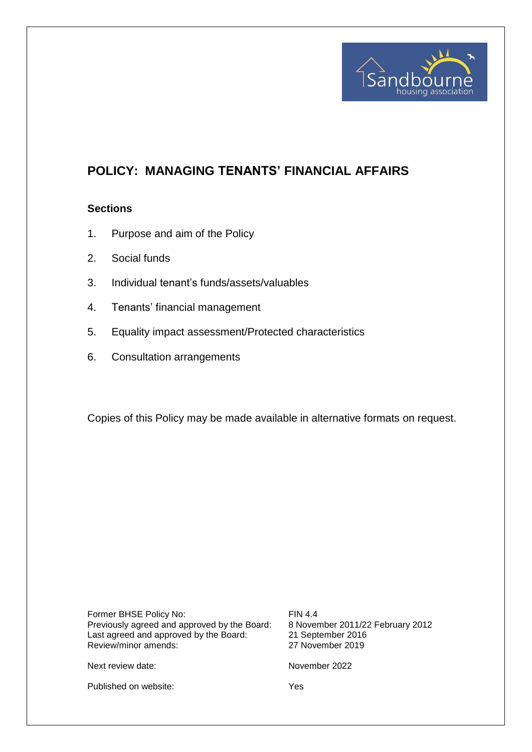# POLICY: MANAGING TENANTS' FINANCIAL AFFAIRS

## Sections

1. Purpose and aim of the Policy
2. Social funds
3. Individual tenant's funds/assets/valuables
4. Tenants' financial management
5. Equality impact assessment/Protected characteristics
6. Consultation arrangements

Copies of this Policy may be made available in alternative formats on request.

| | |
|---|---|
| Former BHSE Policy No: | FIN 4.4 |
| Previously agreed and approved by the Board: | 8 November 2011/22 February 2012 |
| Last agreed and approved by the Board: | 21 September 2016 |
| Review/minor amends: | 27 November 2019 |
| Next review date: | November 2022 |
| Published on website: | Yes |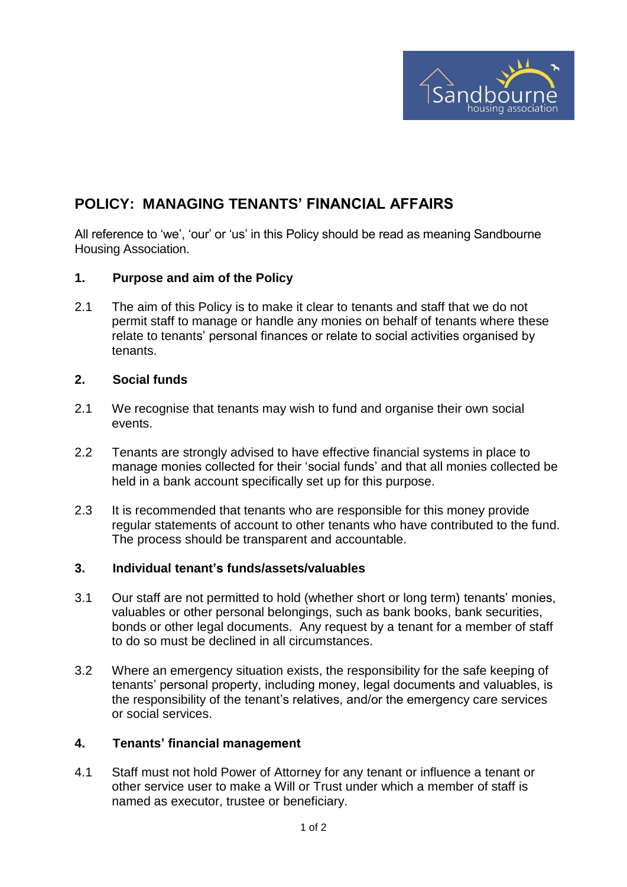# POLICY: MANAGING TENANTS' FINANCIAL AFFAIRS

All reference to 'we', 'our' or 'us' in this Policy should be read as meaning Sandbourne Housing Association.

## 1. Purpose and aim of the Policy

2.1 The aim of this Policy is to make it clear to tenants and staff that we do not permit staff to manage or handle any monies on behalf of tenants where these relate to tenants' personal finances or relate to social activities organised by tenants.

## 2. Social funds

2.1 We recognise that tenants may wish to fund and organise their own social events.

2.2 Tenants are strongly advised to have effective financial systems in place to manage monies collected for their 'social funds' and that all monies collected be held in a bank account specifically set up for this purpose.

2.3 It is recommended that tenants who are responsible for this money provide regular statements of account to other tenants who have contributed to the fund. The process should be transparent and accountable.

## 3. Individual tenant's funds/assets/valuables

3.1 Our staff are not permitted to hold (whether short or long term) tenants' monies, valuables or other personal belongings, such as bank books, bank securities, bonds or other legal documents. Any request by a tenant for a member of staff to do so must be declined in all circumstances.

3.2 Where an emergency situation exists, the responsibility for the safe keeping of tenants' personal property, including money, legal documents and valuables, is the responsibility of the tenant's relatives, and/or the emergency care services or social services.

## 4. Tenants' financial management

4.1 Staff must not hold Power of Attorney for any tenant or influence a tenant or other service user to make a Will or Trust under which a member of staff is named as executor, trustee or beneficiary.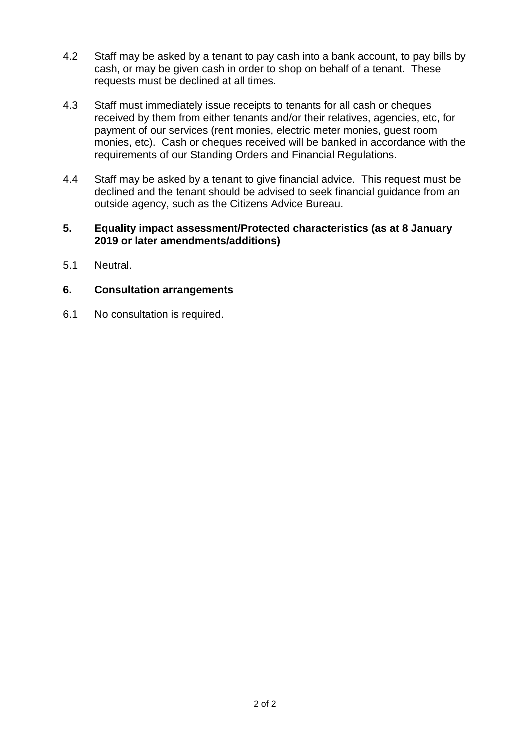4.2 Staff may be asked by a tenant to pay cash into a bank account, to pay bills by cash, or may be given cash in order to shop on behalf of a tenant. These requests must be declined at all times.

4.3 Staff must immediately issue receipts to tenants for all cash or cheques received by them from either tenants and/or their relatives, agencies, etc, for payment of our services (rent monies, electric meter monies, guest room monies, etc). Cash or cheques received will be banked in accordance with the requirements of our Standing Orders and Financial Regulations.

4.4 Staff may be asked by a tenant to give financial advice. This request must be declined and the tenant should be advised to seek financial guidance from an outside agency, such as the Citizens Advice Bureau.

## 5. Equality impact assessment/Protected characteristics (as at 8 January 2019 or later amendments/additions)

5.1 Neutral.

## 6. Consultation arrangements

6.1 No consultation is required.